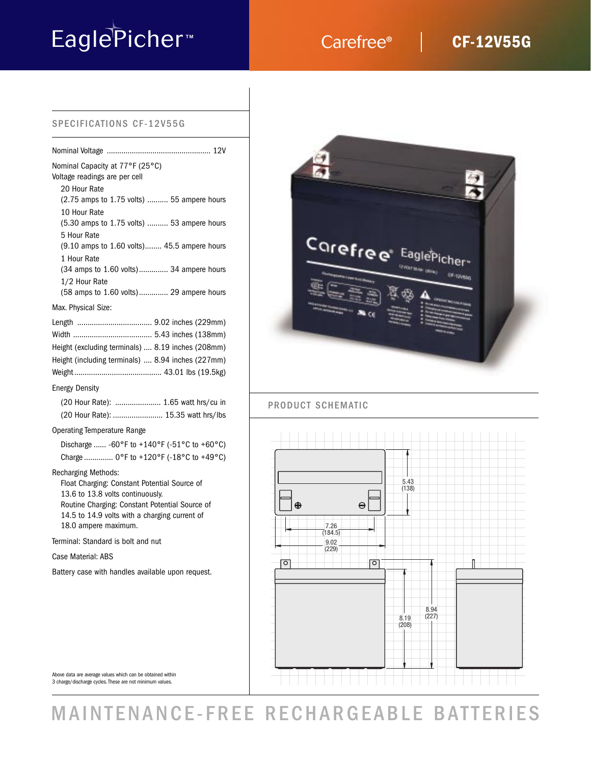# EaglePicher™

Carefree® | **CF-12V55G**

## SPECIFICATIONS CF-12V55G

Nominal Voltage .................................................. 12V

Nominal Capacity at 77°F (25°C)
Voltage readings are per cell

- 20 Hour Rate
  (2.75 amps to 1.75 volts) .......... 55 ampere hours
- 10 Hour Rate
  (5.30 amps to 1.75 volts) .......... 53 ampere hours
- 5 Hour Rate
  (9.10 amps to 1.60 volts)........ 45.5 ampere hours
- 1 Hour Rate
  (34 amps to 1.60 volts).............. 34 ampere hours
- 1/2 Hour Rate
  (58 amps to 1.60 volts).............. 29 ampere hours

Max. Physical Size:

Length .................................... 9.02 inches (229mm)
Width ...................................... 5.43 inches (138mm)
Height (excluding terminals) .... 8.19 inches (208mm)
Height (including terminals) .... 8.94 inches (227mm)
Weight.......................................... 43.01 lbs (19.5kg)

Energy Density

- (20 Hour Rate): ...................... 1.65 watt hrs/cu in
- (20 Hour Rate): ........................ 15.35 watt hrs/lbs

Operating Temperature Range

- Discharge ...... -60°F to +140°F (-51°C to +60°C)
- Charge ............. 0°F to +120°F (-18°C to +49°C)

Recharging Methods:
Float Charging: Constant Potential Source of 13.6 to 13.8 volts continuously.
Routine Charging: Constant Potential Source of 14.5 to 14.9 volts with a charging current of 18.0 ampere maximum.

Terminal: Standard is bolt and nut

Case Material: ABS

Battery case with handles available upon request.

Above data are average values which can be obtained within 3 charge/discharge cycles. These are not minimum values.

## PRODUCT SCHEMATIC

5.43 (138)
7.26 (184.5)
9.02 (229)
8.19 (208)
8.94 (227)

# MAINTENANCE-FREE RECHARGEABLE BATTERIES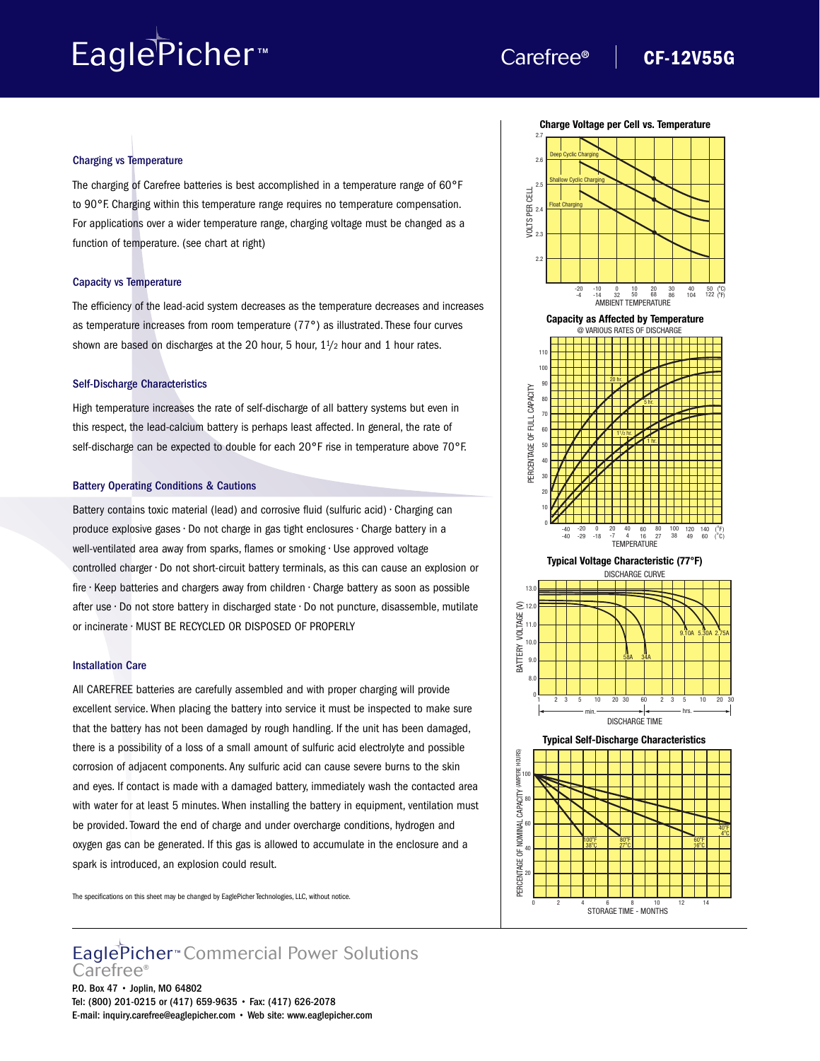# EaglePicher™

Carefree® | **CF-12V55G**

### Charging vs Temperature

The charging of Carefree batteries is best accomplished in a temperature range of 60°F to 90°F. Charging within this temperature range requires no temperature compensation. For applications over a wider temperature range, charging voltage must be changed as a function of temperature. (see chart at right)

### Capacity vs Temperature

The efficiency of the lead-acid system decreases as the temperature decreases and increases as temperature increases from room temperature (77°) as illustrated. These four curves shown are based on discharges at the 20 hour, 5 hour, 1½ hour and 1 hour rates.

### Self-Discharge Characteristics

High temperature increases the rate of self-discharge of all battery systems but even in this respect, the lead-calcium battery is perhaps least affected. In general, the rate of self-discharge can be expected to double for each 20°F rise in temperature above 70°F.

### Battery Operating Conditions & Cautions

Battery contains toxic material (lead) and corrosive fluid (sulfuric acid) · Charging can produce explosive gases · Do not charge in gas tight enclosures · Charge battery in a well-ventilated area away from sparks, flames or smoking · Use approved voltage controlled charger · Do not short-circuit battery terminals, as this can cause an explosion or fire · Keep batteries and chargers away from children · Charge battery as soon as possible after use · Do not store battery in discharged state · Do not puncture, disassemble, mutilate or incinerate · MUST BE RECYCLED OR DISPOSED OF PROPERLY

### Installation Care

All CAREFREE batteries are carefully assembled and with proper charging will provide excellent service. When placing the battery into service it must be inspected to make sure that the battery has not been damaged by rough handling. If the unit has been damaged, there is a possibility of a loss of a small amount of sulfuric acid electrolyte and possible corrosion of adjacent components. Any sulfuric acid can cause severe burns to the skin and eyes. If contact is made with a damaged battery, immediately wash the contacted area with water for at least 5 minutes. When installing the battery in equipment, ventilation must be provided. Toward the end of charge and under overcharge conditions, hydrogen and oxygen gas can be generated. If this gas is allowed to accumulate in the enclosure and a spark is introduced, an explosion could result.

The specifications on this sheet may be changed by EaglePicher Technologies, LLC, without notice.

**Charge Voltage per Cell vs. Temperature**

VOLTS PER CELL: 2.7, 2.6, 2.5, 2.4, 2.3, 2.2

Deep Cyclic Charging
Shallow Cyclic Charging
Float Charging

-20 -10 0 10 20 30 40 50 (°C)
-4 14 32 50 68 86 104 122 (°F)
AMBIENT TEMPERATURE

**Capacity as Affected by Temperature**
@ VARIOUS RATES OF DISCHARGE

PERCENTAGE OF FULL CAPACITY: 0, 10, 20, 30, 40, 50, 60, 70, 80, 90, 100, 110

20 hr.
5 hr.
1½ hr.
1 hr.

-40 -20 0 20 40 60 80 100 120 140 (°F)
-40 -29 -18 -7 4 16 27 38 49 60 (°C)
TEMPERATURE

**Typical Voltage Characteristic (77°F)**
DISCHARGE CURVE

BATTERY VOLTAGE (V): 0, 8.0, 9.0, 10.0, 11.0, 12.0, 13.0

58A 34A 9.10A 5.30A 2.75A

1 2 3 5 10 20 30 60 2 3 5 10 20 30
min. | hrs.
DISCHARGE TIME

**Typical Self-Discharge Characteristics**

PERCENTAGE OF NOMINAL CAPACITY (AMPERE HOURS): 20, 40, 60, 80, 100

100°F 38°C
80°F 27°C
60°F 16°C
40°F 4°C

0 2 4 6 8 10 12 14
STORAGE TIME - MONTHS

EaglePicher™ Commercial Power Solutions
Carefree®

P.O. Box 47 • Joplin, MO 64802
Tel: (800) 201-0215 or (417) 659-9635 • Fax: (417) 626-2078
E-mail: inquiry.carefree@eaglepicher.com • Web site: www.eaglepicher.com